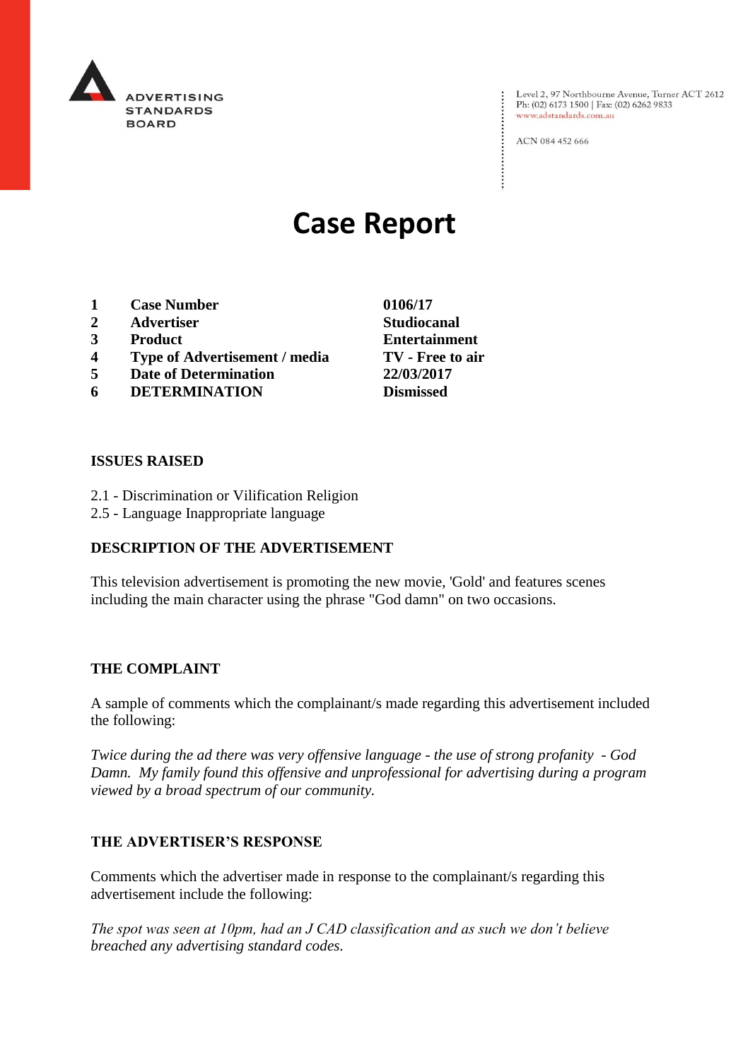ADVERTISING STANDARDS BOARD

Level 2, 97 Northbourne Avenue, Turner ACT 2612
Ph: (02) 6173 1500 | Fax: (02) 6262 9833
www.adstandards.com.au

ACN 084 452 666

# Case Report

| | | |
|---|---|---|
| 1 | **Case Number** | **0106/17** |
| 2 | **Advertiser** | **Studiocanal** |
| 3 | **Product** | **Entertainment** |
| 4 | **Type of Advertisement / media** | **TV - Free to air** |
| 5 | **Date of Determination** | **22/03/2017** |
| 6 | **DETERMINATION** | **Dismissed** |

## ISSUES RAISED

2.1 - Discrimination or Vilification Religion
2.5 - Language Inappropriate language

## DESCRIPTION OF THE ADVERTISEMENT

This television advertisement is promoting the new movie, 'Gold' and features scenes including the main character using the phrase "God damn" on two occasions.

## THE COMPLAINT

A sample of comments which the complainant/s made regarding this advertisement included the following:

*Twice during the ad there was very offensive language - the use of strong profanity - God Damn. My family found this offensive and unprofessional for advertising during a program viewed by a broad spectrum of our community.*

## THE ADVERTISER'S RESPONSE

Comments which the advertiser made in response to the complainant/s regarding this advertisement include the following:

*The spot was seen at 10pm, had an J CAD classification and as such we don't believe breached any advertising standard codes.*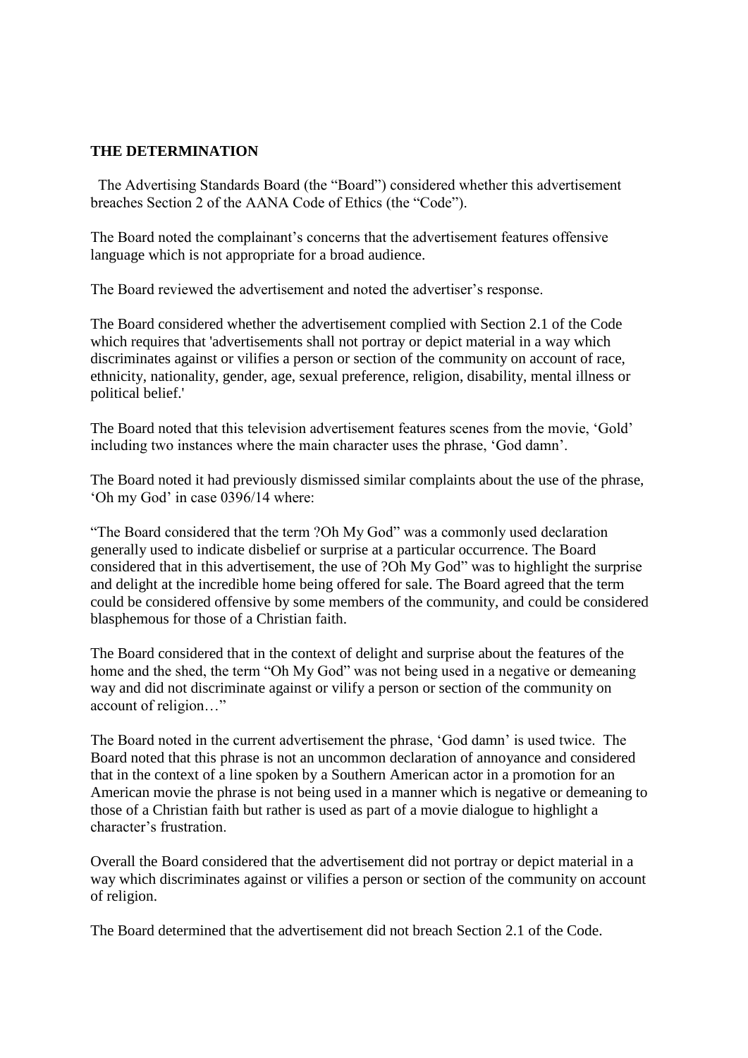**THE DETERMINATION**

The Advertising Standards Board (the "Board") considered whether this advertisement breaches Section 2 of the AANA Code of Ethics (the "Code").

The Board noted the complainant's concerns that the advertisement features offensive language which is not appropriate for a broad audience.

The Board reviewed the advertisement and noted the advertiser's response.

The Board considered whether the advertisement complied with Section 2.1 of the Code which requires that 'advertisements shall not portray or depict material in a way which discriminates against or vilifies a person or section of the community on account of race, ethnicity, nationality, gender, age, sexual preference, religion, disability, mental illness or political belief.'

The Board noted that this television advertisement features scenes from the movie, 'Gold' including two instances where the main character uses the phrase, 'God damn'.

The Board noted it had previously dismissed similar complaints about the use of the phrase, 'Oh my God' in case 0396/14 where:

"The Board considered that the term ?Oh My God" was a commonly used declaration generally used to indicate disbelief or surprise at a particular occurrence. The Board considered that in this advertisement, the use of ?Oh My God" was to highlight the surprise and delight at the incredible home being offered for sale. The Board agreed that the term could be considered offensive by some members of the community, and could be considered blasphemous for those of a Christian faith.

The Board considered that in the context of delight and surprise about the features of the home and the shed, the term "Oh My God" was not being used in a negative or demeaning way and did not discriminate against or vilify a person or section of the community on account of religion…"

The Board noted in the current advertisement the phrase, 'God damn' is used twice. The Board noted that this phrase is not an uncommon declaration of annoyance and considered that in the context of a line spoken by a Southern American actor in a promotion for an American movie the phrase is not being used in a manner which is negative or demeaning to those of a Christian faith but rather is used as part of a movie dialogue to highlight a character's frustration.

Overall the Board considered that the advertisement did not portray or depict material in a way which discriminates against or vilifies a person or section of the community on account of religion.

The Board determined that the advertisement did not breach Section 2.1 of the Code.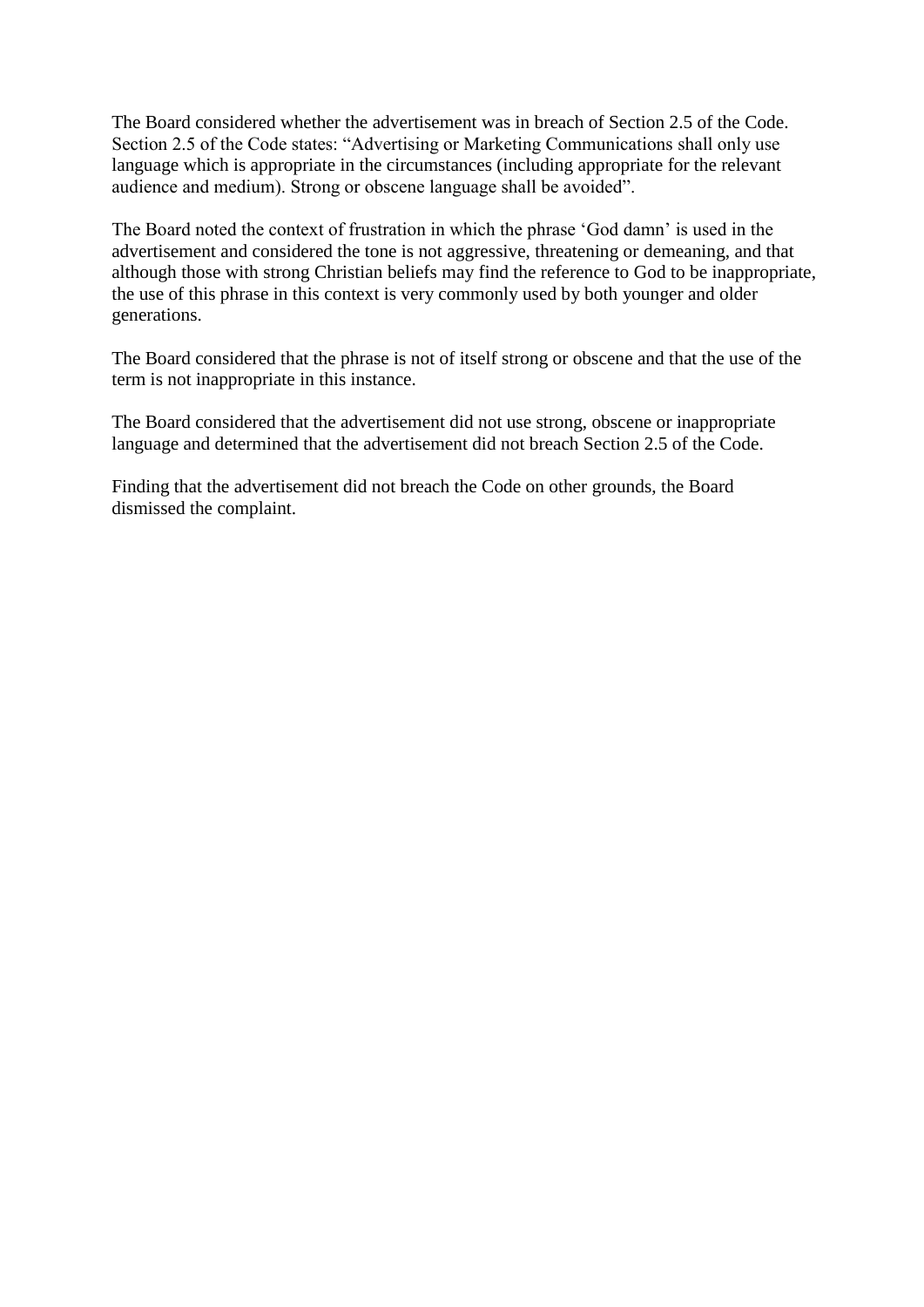The Board considered whether the advertisement was in breach of Section 2.5 of the Code. Section 2.5 of the Code states: "Advertising or Marketing Communications shall only use language which is appropriate in the circumstances (including appropriate for the relevant audience and medium). Strong or obscene language shall be avoided".

The Board noted the context of frustration in which the phrase 'God damn' is used in the advertisement and considered the tone is not aggressive, threatening or demeaning, and that although those with strong Christian beliefs may find the reference to God to be inappropriate, the use of this phrase in this context is very commonly used by both younger and older generations.

The Board considered that the phrase is not of itself strong or obscene and that the use of the term is not inappropriate in this instance.

The Board considered that the advertisement did not use strong, obscene or inappropriate language and determined that the advertisement did not breach Section 2.5 of the Code.

Finding that the advertisement did not breach the Code on other grounds, the Board dismissed the complaint.